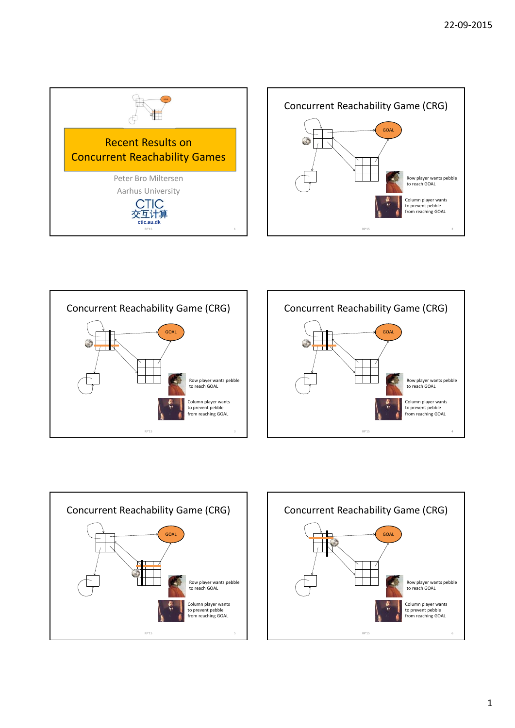# Recent Results on Concurrent Reachability Games

Peter Bro Miltersen

Aarhus University

CTIC
交互计算
ctic.au.dk

---

## Concurrent Reachability Game (CRG)

GOAL

Row player wants pebble to reach GOAL

Column player wants to prevent pebble from reaching GOAL

---

## Concurrent Reachability Game (CRG)

GOAL

Row player wants pebble to reach GOAL

Column player wants to prevent pebble from reaching GOAL

---

## Concurrent Reachability Game (CRG)

GOAL

Row player wants pebble to reach GOAL

Column player wants to prevent pebble from reaching GOAL

---

## Concurrent Reachability Game (CRG)

GOAL

Row player wants pebble to reach GOAL

Column player wants to prevent pebble from reaching GOAL

---

## Concurrent Reachability Game (CRG)

GOAL

Row player wants pebble to reach GOAL

Column player wants to prevent pebble from reaching GOAL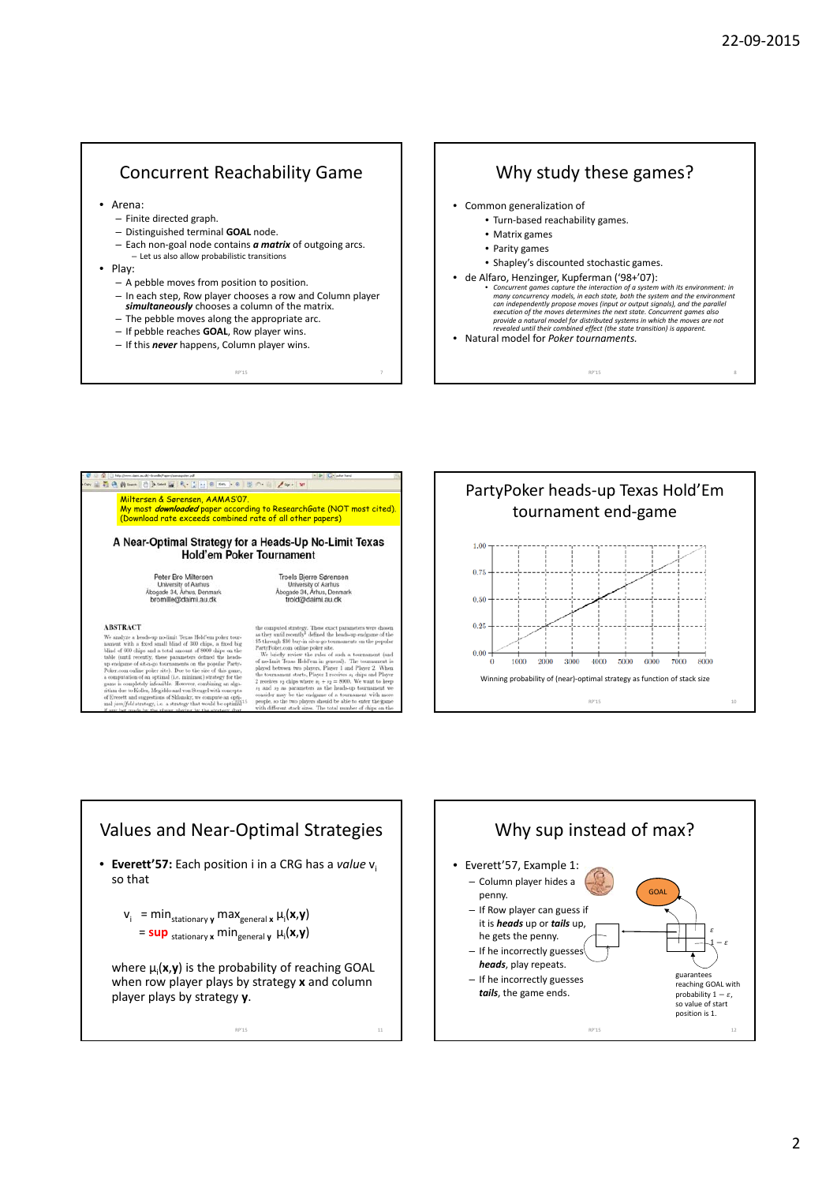## Concurrent Reachability Game

- Arena:
  - Finite directed graph.
  - Distinguished terminal **GOAL** node.
  - Each non-goal node contains ***a matrix*** of outgoing arcs.
    - Let us also allow probabilistic transitions
- Play:
  - A pebble moves from position to position.
  - In each step, Row player chooses a row and Column player ***simultaneously*** chooses a column of the matrix.
  - The pebble moves along the appropriate arc.
  - If pebble reaches **GOAL**, Row player wins.
  - If this ***never*** happens, Column player wins.

## Why study these games?

- Common generalization of
  - Turn-based reachability games.
  - Matrix games
  - Parity games
  - Shapley's discounted stochastic games.
- de Alfaro, Henzinger, Kupferman ('98+'07):
  - *Concurrent games capture the interaction of a system with its environment: in many concurrency models, in each state, both the system and the environment can independently propose moves (input or output signals), and the parallel execution of the moves determines the next state. Concurrent games also provide a natural model for distributed systems in which the moves are not revealed until their combined effect (the state transition) is apparent.*
- Natural model for *Poker tournaments.*

Miltersen & Sørensen, AAMAS'07.
My most ***downloaded*** paper according to ResearchGate (NOT most cited).
(Download rate exceeds combined rate of all other papers)

### A Near-Optimal Strategy for a Heads-Up No-Limit Texas Hold'em Poker Tournament

Peter Bro Miltersen, University of Aarhus, Åbogade 34, Århus, Denmark, bromille@daimi.au.dk

Troels Bjerre Sørensen, University of Aarhus, Åbogade 34, Århus, Denmark, trold@daimi.au.dk

## PartyPoker heads-up Texas Hold'Em tournament end-game

Winning probability of (near)-optimal strategy as function of stack size

## Values and Near-Optimal Strategies

- **Everett'57:** Each position i in a CRG has a *value* $v_i$ so that

$$v_i = \min_{\text{stationary } \mathbf{y}} \max_{\text{general } \mathbf{x}} \mu_i(\mathbf{x},\mathbf{y}) = \sup_{\text{stationary } \mathbf{x}} \min_{\text{general } \mathbf{y}} \mu_i(\mathbf{x},\mathbf{y})$$

where $\mu_i(\mathbf{x},\mathbf{y})$ is the probability of reaching GOAL when row player plays by strategy **x** and column player plays by strategy **y**.

## Why sup instead of max?

- Everett'57, Example 1:
  - Column player hides a penny.
  - If Row player can guess if it is ***heads*** up or ***tails*** up, he gets the penny.
  - If he incorrectly guesses ***heads***, play repeats.
  - If he incorrectly guesses ***tails***, the game ends.

GOAL

$\varepsilon$

$1-\varepsilon$

guarantees reaching GOAL with probability $1-\varepsilon$, so value of start position is 1.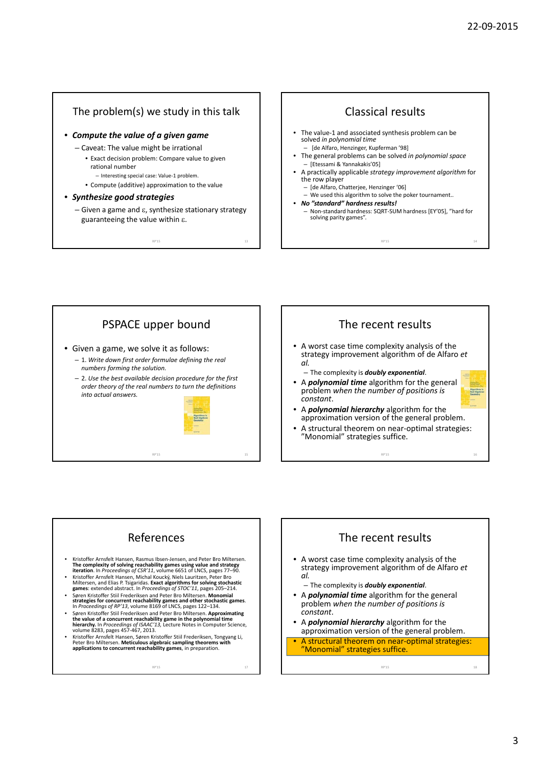## The problem(s) we study in this talk

- ***Compute the value of a given game***
  - Caveat: The value might be irrational
    - Exact decision problem: Compare value to given rational number
      - Interesting special case: Value-1 problem.
    - Compute (additive) approximation to the value
- ***Synthesize good strategies***
  - Given a game and $\varepsilon$, synthesize stationary strategy guaranteeing the value within $\varepsilon$.

## Classical results

- The value-1 and associated synthesis problem can be solved *in polynomial time*
  - [de Alfaro, Henzinger, Kupferman '98]
- The general problems can be solved *in polynomial space*
  - [Etessami & Yannakakis'05]
- A practically applicable *strategy improvement algorithm* for the row player
  - [de Alfaro, Chatterjee, Henzinger '06]
  - We used this algorithm to solve the poker tournament..
- ***No "standard" hardness results!***
  - Non-standard hardness: SQRT-SUM hardness [EY'05], "hard for solving parity games".

## PSPACE upper bound

- Given a game, we solve it as follows:
  - 1. *Write down first order formulae defining the real numbers forming the solution.*
  - 2. *Use the best available decision procedure for the first order theory of the real numbers to turn the definitions into actual answers.*

## The recent results

- A worst case time complexity analysis of the strategy improvement algorithm of de Alfaro *et al.*
  - The complexity is ***doubly exponential***.
- A ***polynomial time*** algorithm for the general problem *when the number of positions is constant*.
- A ***polynomial hierarchy*** algorithm for the approximation version of the general problem.
- A structural theorem on near-optimal strategies: "Monomial" strategies suffice.

## References

- Kristoffer Arnsfelt Hansen, Rasmus Ibsen-Jensen, and Peter Bro Miltersen. **The complexity of solving reachability games using value and strategy iteration**. In *Proceedings of CSR'11*, volume 6651 of LNCS, pages 77–90.
- Kristoffer Arnsfelt Hansen, Michal Koucký, Niels Lauritzen, Peter Bro Miltersen, and Elias P. Tsigaridas. **Exact algorithms for solving stochastic games**: extended abstract. In *Proceedings of STOC'11*, pages 205–214.
- Søren Kristoffer Stiil Frederiksen and Peter Bro Miltersen. **Monomial strategies for concurrent reachability games and other stochastic games**. In *Proceedings of RP'13*, volume 8169 of LNCS, pages 122–134.
- Søren Kristoffer Stiil Frederiksen and Peter Bro Miltersen. **Approximating the value of a concurrent reachability game in the polynomial time hierarchy**. In *Proceedings of ISAAC'13*, Lecture Notes in Computer Science, volume 8283, pages 457-467, 2013.
- Kristoffer Arnsfelt Hansen, Søren Kristoffer Stiil Frederiksen, Tongyang Li, Peter Bro Miltersen. **Meticulous algebraic sampling theorems with applications to concurrent reachability games**, in preparation.

## The recent results

- A worst case time complexity analysis of the strategy improvement algorithm of de Alfaro *et al.*
  - The complexity is ***doubly exponential***.
- A ***polynomial time*** algorithm for the general problem *when the number of positions is constant*.
- A ***polynomial hierarchy*** algorithm for the approximation version of the general problem.
- A structural theorem on near-optimal strategies: "Monomial" strategies suffice.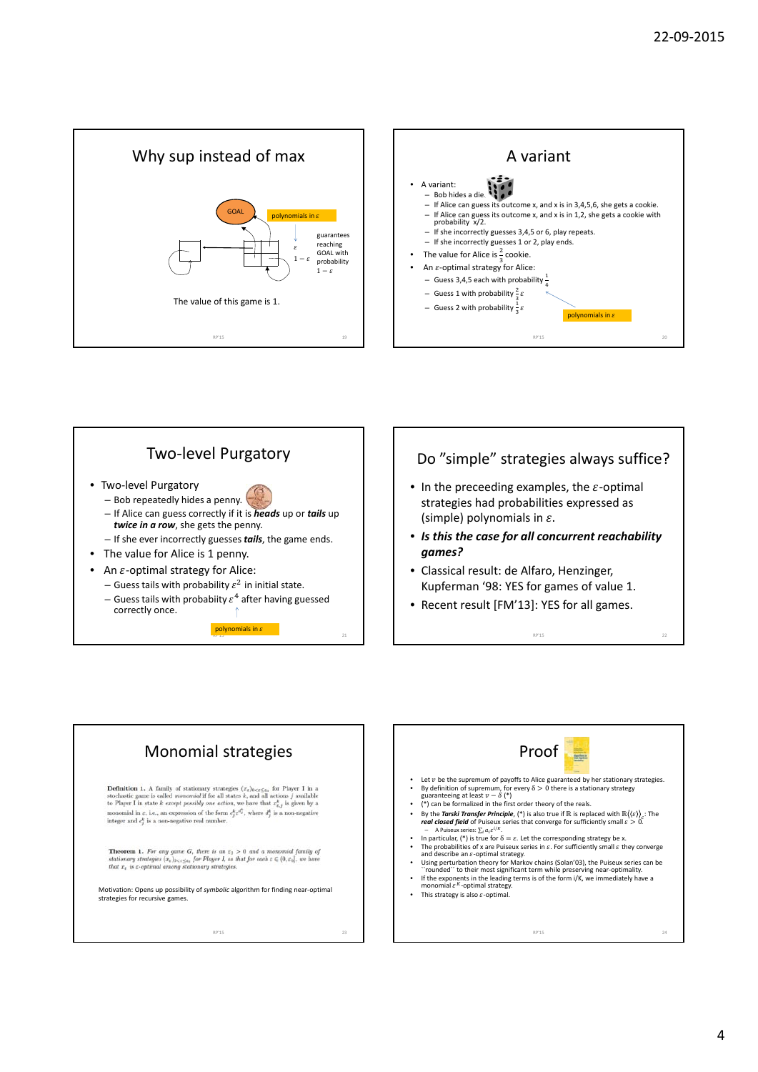## Why sup instead of max

GOAL

polynomials in $\varepsilon$

$\varepsilon$

$1-\varepsilon$

guarantees reaching GOAL with probability $1-\varepsilon$

The value of this game is 1.

## A variant

- A variant:
  - Bob hides a die.
  - If Alice can guess its outcome x, and x is in 3,4,5,6, she gets a cookie.
  - If Alice can guess its outcome x, and x is in 1,2, she gets a cookie with probability x/2.
  - If she incorrectly guesses 3,4,5 or 6, play repeats.
  - If she incorrectly guesses 1 or 2, play ends.
- The value for Alice is $\frac{2}{3}$ cookie.
- An $\varepsilon$-optimal strategy for Alice:
  - Guess 3,4,5 each with probability $\frac{1}{4}$
  - Guess 1 with probability $\frac{2}{3}\varepsilon$
  - Guess 2 with probability $\frac{1}{3}\varepsilon$

polynomials in $\varepsilon$

## Two-level Purgatory

- Two-level Purgatory
  - Bob repeatedly hides a penny.
  - If Alice can guess correctly if it is ***heads*** up or ***tails*** up ***twice in a row***, she gets the penny.
  - If she ever incorrectly guesses ***tails***, the game ends.
- The value for Alice is 1 penny.
- An $\varepsilon$-optimal strategy for Alice:
  - Guess tails with probability $\varepsilon^2$ in initial state.
  - Guess tails with probability $\varepsilon^4$ after having guessed correctly once.

polynomials in $\varepsilon$

## Do "simple" strategies always suffice?

- In the preceeding examples, the $\varepsilon$-optimal strategies had probabilities expressed as (simple) polynomials in $\varepsilon$.
- ***Is this the case for all concurrent reachability games?***
- Classical result: de Alfaro, Henzinger, Kupferman '98: YES for games of value 1.
- Recent result [FM'13]: YES for all games.

## Monomial strategies

**Definition 1.** A family of stationary strategies $(x_\varepsilon)_{0<\varepsilon\leq\varepsilon_0}$ for Player I in a stochastic game is called *monomial* if for all states $k$, and all actions $j$ available to Player I in state $k$ except possibly one action, we have that $x^k_{\varepsilon,j}$ is given by a monomial in $\varepsilon$, i.e., an expression of the form $c^k_j\varepsilon^{d^k_j}$, where $d^k_j$ is a non-negative integer and $c^k_j$ is a non-negative real number.

**Theorem 1.** *For any game $G$, there is an $\varepsilon_0 > 0$ and a monomial family of stationary strategies $(x_\varepsilon)_{0<\varepsilon\leq\varepsilon_0}$ for Player I, so that for each $\varepsilon \in (0, \varepsilon_0]$, we have that $x_\varepsilon$ is $\varepsilon$-optimal among stationary strategies.*

Motivation: Opens up possibility of *symbolic* algorithm for finding near-optimal strategies for recursive games.

## Proof

- Let $v$ be the supremum of payoffs to Alice guaranteed by her stationary strategies.
- By definition of supremum, for every $\delta > 0$ there is a stationary strategy guaranteeing at least $v - \delta$ (*)
- (*) can be formalized in the first order theory of the reals.
- By the ***Tarski Transfer Principle***, (*) is also true if $\mathbb{R}$ is replaced with $\mathbb{R}\langle\langle\varepsilon\rangle\rangle_c$: The ***real closed field*** of Puiseux series that converge for sufficiently small $\varepsilon > 0$.
  - A Puiseux series: $\sum_i a_i \varepsilon^{i/K}$.
- In particular, (*) is true for $\delta = \varepsilon$. Let the corresponding strategy be x.
- The probabilities of x are Puiseux series in $\varepsilon$. For sufficiently small $\varepsilon$ they converge and describe an $\varepsilon$-optimal strategy.
- Using perturbation theory for Markov chains (Solan'03), the Puiseux series can be "rounded" to their most significant term while preserving near-optimality.
- If the exponents in the leading terms is of the form i/K, we immediately have a monomial $\varepsilon^K$-optimal strategy.
- This strategy is also $\varepsilon$-optimal.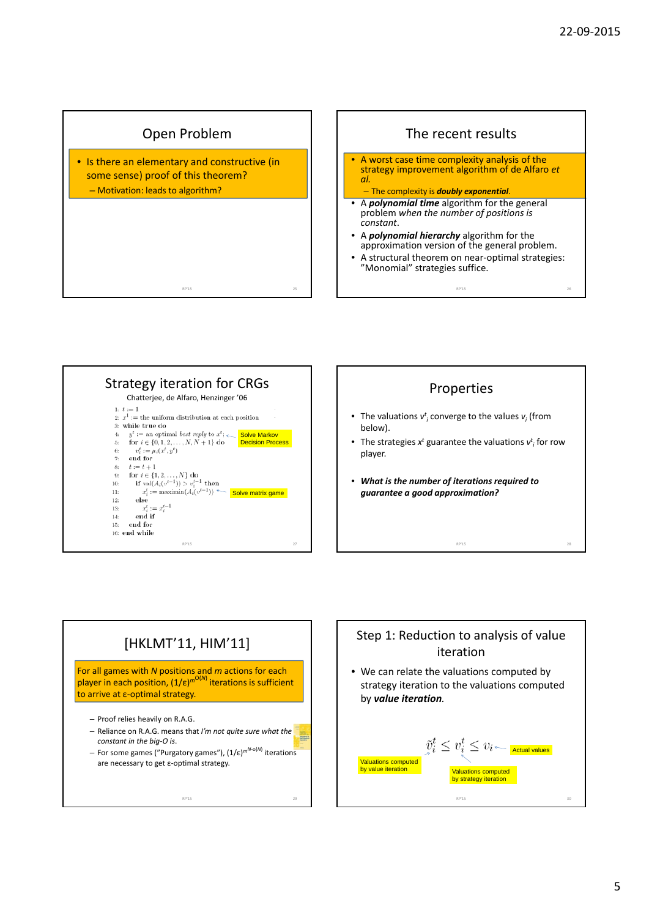## Open Problem

- Is there an elementary and constructive (in some sense) proof of this theorem?
  - Motivation: leads to algorithm?

## The recent results

- A worst case time complexity analysis of the strategy improvement algorithm of de Alfaro *et al.*
  - The complexity is ***doubly exponential***.
- A ***polynomial time*** algorithm for the general problem *when the number of positions is constant*.
- A ***polynomial hierarchy*** algorithm for the approximation version of the general problem.
- A structural theorem on near-optimal strategies: "Monomial" strategies suffice.

## Strategy iteration for CRGs

Chatterjee, de Alfaro, Henzinger '06

```
1:  t := 1
2:  x^1 := the uniform distribution at each position
3:  while true do
4:    y^t := an optimal best reply to x^t;        <- Solve Markov Decision Process
5:    for i ∈ {0, 1, 2, ..., N, N+1} do
6:      v_i^t := μ_i(x^t, y^t)
7:    end for
8:    t := t + 1
9:    for i ∈ {1, 2, ..., N} do
10:     if val(A_i(v^{t-1})) > v_i^{t-1} then
11:       x_i^t := maximin(A_i(v^{t-1}))           <- Solve matrix game
12:     else
13:       x_i^t := x_i^{t-1}
14:     end if
15:   end for
16: end while
```

## Properties

- The valuations $v^t_i$ converge to the values $v_i$ (from below).
- The strategies $x^t$ guarantee the valuations $v^t_i$ for row player.
- ***What is the number of iterations required to guarantee a good approximation?***

## [HKLMT'11, HIM'11]

For all games with $N$ positions and $m$ actions for each player in each position, $(1/\varepsilon)^{m^{O(N)}}$ iterations is sufficient to arrive at ε-optimal strategy.

- Proof relies heavily on R.A.G.
- Reliance on R.A.G. means that *I'm not quite sure what the constant in the big-O is*.
- For some games ("Purgatory games"), $(1/\varepsilon)^{m^{N-O(N)}}$ iterations are necessary to get ε-optimal strategy.

## Step 1: Reduction to analysis of value iteration

- We can relate the valuations computed by strategy iteration to the valuations computed by ***value iteration***.

$$\tilde{v}_i^t \leq v_i^t \leq v_i$$

Valuations computed by value iteration; Valuations computed by strategy iteration; Actual values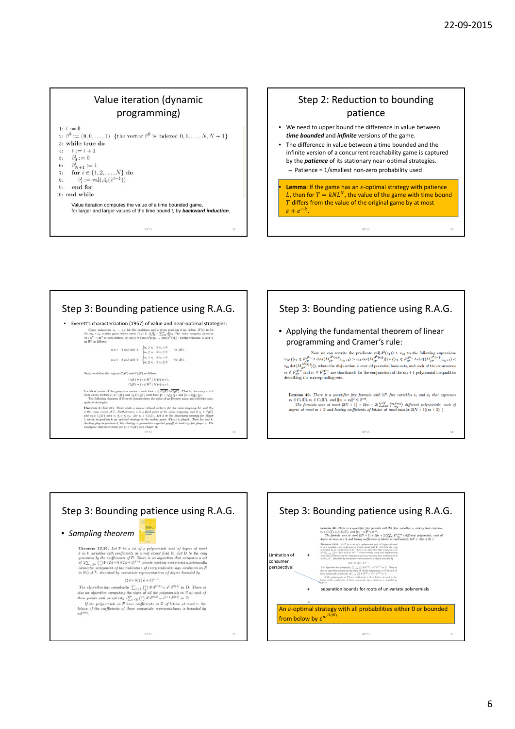## Value iteration (dynamic programming)

```
1: t := 0
2: v^0 := (0, 0, ..., 1)  {the vector v^0 is indexed 0, 1, ..., N, N+1}
3: while true do
4:   t := t + 1
5:   v_0^t := 0
6:   v_{N+1}^t := 1
7:   for i ∈ {1, 2, ..., N} do
8:     v_i^t := val(A_i(v^{t-1}))
9:   end for
10: end while
```

Value iteration computes the value of a time bounded game, for larger and larger values of the time bound $t$, by ***backward induction***.

## Step 2: Reduction to bounding patience

- We need to upper bound the difference in value between ***time bounded*** and ***infinite*** versions of the game.
- The difference in value between a time bounded and the infinite version of a concurrent reachability game is captured by the ***patience*** of its stationary near-optimal strategies.
  - Patience = 1/smallest non-zero probability used

**Lemma**: If the game has an $\varepsilon$-optimal strategy with patience $L$, then for $T = kNL^N$, the value of the game with time bound $T$ differs from the value of the original game by at most $\varepsilon + e^{-k}$.

## Step 3: Bounding patience using R.A.G.

- Everett's characterization (1957) of value and near-optimal strategies:

Given valuations $v_1, \ldots, v_N$ for the positions and a given position $k$ we define $A^k(v)$ to be the $m_k \times n_k$ matrix game where entry $(i,j)$ is $p_0^{k,ij} + \sum_{\ell=1}^{N} p_\ell^{k,ij} v_\ell$. The value mapping operator $M : \mathbb{R}^N \to \mathbb{R}^N$ is then defined by $M(v) = (\mathrm{val}(A^1(v)), \ldots, \mathrm{val}(A^N(v)))$. Define relations $\succ$ and $\preceq$ on $\mathbb{R}^N$ as follows:

$$u \succ v \quad \text{if and only if} \quad \begin{cases} u_i > v_i & \text{if } v_i > 0 \\ u_i \geq v_i & \text{if } v_i \leq 0 \end{cases} \quad \text{for all } i.$$

$$u \prec v \quad \text{if and only if} \quad \begin{cases} u_i < v_i & \text{if } v_i < 0 \\ u_i \leq v_i & \text{if } v_i \geq 0 \end{cases} \quad \text{for all } i.$$

Next, we define the regions $C_1(\Gamma)$ and $C_2(\Gamma)$ as follows:

$$C_1(\Gamma) = \{v \in \mathbb{R}^N \mid M(v) \succ v\},$$
$$C_2(\Gamma) = \{v \in \mathbb{R}^N \mid M(v) \prec v\}.$$

A *critical vector* of the game is a vector $v$ such that $v \in \overline{C_1(\Gamma)} \cap \overline{C_2(\Gamma)}$. That is, for every $\varepsilon > 0$ there exists vectors $v_1 \in C_1(\Gamma)$ and $v_2 \in C_2(\Gamma)$ such that $\|v - v_1\|_2 \leq \varepsilon$ and $\|v - v_2\|_2 \leq \varepsilon$.

The following theorem of Everett characterizes the value of an Everett game and exhibits near-optimal strategies.

**Theorem 5** (Everett). *There exists a unique critical vector $v$ for the value mapping $M$, and this is the value vector of $\Gamma$. Furthermore, $v$ is a fixed point of the value mapping, and if $v_1 \in C_1(\Gamma)$ and $v_2 \in C_2(\Gamma)$ then $v_1 \leq v \leq v_2$. Let $v_1 \in C_1(\Gamma)$. Let $x$ be the stationary strategy for player I, where in position $k$ an optimal strategy in the matrix game $A^k(v_1)$ is played. Then for any $k$, starting play in position $k$, the strategy $x$ guarantees expected payoff of at least $v_{1k}$ for player I. The analogous statement holds for $v_2 \in C_2(\Gamma)$ and Player II.*

## Step 3: Bounding patience using R.A.G.

- Applying the fundamental theorem of linear programming and Cramer's rule:

Now we can rewrite the predicate $\mathrm{val}(A^k(v_1)) > v_{1k}$ to the following expression: $\bigvee_{B^k} \big( (v_1 \in F_{B^k}^{k+} \wedge \det((M_{B^k}^{A^k(v_1)})_{m_k+1}) > v_{1k} \det(M_{B^k}^{A^k(v_1)})) \vee ((v_1 \in F_{B^k}^{k-} \wedge \det((M_{B^k}^{A^k(v_1)})_{m_k+1}) < v_{1k} \det(M_{B^k}^{A^k(v_1)})) \big)$, where the disjunction is over all potential basis sets, and each of the expressions $v_1 \in F_{B^k}^{k+}$ and $v_1 \in F_{B^k}^{k-}$ are shorthands for the conjunction of the $m_k + 1$ polynomial inequalities describing the corresponding sets.

**Lemma 40.** *There is a quantifier free formula with $2N$ free variables $v_1$ and $v_2$ that expresses $v_1 \in C_1(\Gamma)$, $v_2 \in C_2(\Gamma)$, and $\|v_1 - v_2\|_2^2 \leq 2^{-r}$.*

*The formula uses at most $(2N+1) + 2(m+2)\sum_{k=1}^{N} \binom{n_k+m_k}{m_k}$ different polynomials, each of degree at most $m+2$ and having coefficients of bitsize at most $\max(r, 2(N+1)(m+2))$.*

## Step 3: Bounding patience using R.A.G.

- *Sampling theorem*

**Theorem 13.10.** *Let $\mathcal{P}$ be a set of $s$ polynomials each of degree at most $d$ in $k$ variables with coefficients in a real closed field $\mathrm{R}$. Let $\mathrm{D}$ be the ring generated by the coefficients of $\mathcal{P}$. There is an algorithm that computes a set of $2\sum_{j \leq k} \binom{s}{j} 4^j (2d+6)(2d+5)^{k-1}$ points meeting every semi-algebraically connected component of the realization of every realizable sign condition on $\mathcal{P}$ in $\mathrm{R}\langle\varepsilon, \delta\rangle^k$, described by univariate representations of degree bounded by*

$$(2d+6)(2d+5)^{k-1}.$$

*The algorithm has complexity $\sum_{j \leq k} \binom{s}{j} 4^j d^{O(k)} = s^k d^{O(k)}$ in $\mathrm{D}$. There is also an algorithm computing the signs of all the polynomials in $\mathcal{P}$ at each of these points with complexity $s \sum_{j \leq k} \binom{s}{j} 4^j d^{O(k)} = s^{k+1} d^{O(k)}$ in $\mathrm{D}$.*

*If the polynomials in $\mathcal{P}$ have coefficients in $\mathbb{Z}$ of bitsize at most $\tau$, the bitsize of the coefficients of these univariate representations is bounded by $\tau d^{O(k)}$.*

## Step 3: Bounding patience using R.A.G.

**Lemma 40.** *There is a quantifier free formula with $2N$ free variables $v_1$ and $v_2$ that expresses $v_1 \in C_1(\Gamma)$, $v_2 \in C_2(\Gamma)$, and $\|v_1 - v_2\|_2^2 \leq 2^{-r}$.*
*The formula uses at most $(2N+1) + 2(m+2)\sum_{k=1}^{N} \binom{n_k+m_k}{m_k}$ different polynomials, each of degree at most $m+2$ and having coefficients of bitsize at most $\max(r, 2(N+1)(m+2))$.*

Limitation of consumer perspective!

+ **Theorem 13.10.** (Sampling theorem, as above)

\+ separation bounds for roots of univariate polynomials

An $\varepsilon$-optimal strategy with all probabilities either 0 or bounded from below by $\varepsilon^{m^{O(N)}}$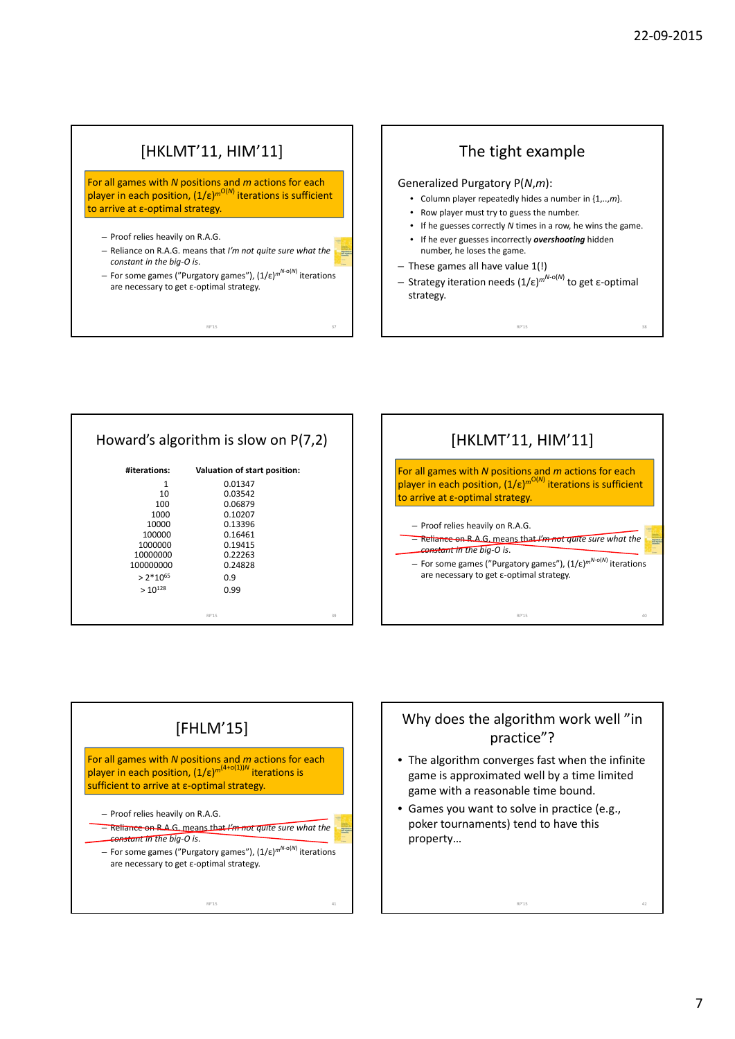## [HKLMT'11, HIM'11]

For all games with $N$ positions and $m$ actions for each player in each position, $(1/\varepsilon)^{m^{O(N)}}$ iterations is sufficient to arrive at ε-optimal strategy.

- Proof relies heavily on R.A.G.
- Reliance on R.A.G. means that *I'm not quite sure what the constant in the big-O is.*
- For some games ("Purgatory games"), $(1/\varepsilon)^{m^{N-o(N)}}$ iterations are necessary to get ε-optimal strategy.

## The tight example

Generalized Purgatory P($N$,$m$):

- Column player repeatedly hides a number in {1,..,$m$}.
- Row player must try to guess the number.
- If he guesses correctly $N$ times in a row, he wins the game.
- If he ever guesses incorrectly ***overshooting*** hidden number, he loses the game.

- These games all have value 1(!)
- Strategy iteration needs $(1/\varepsilon)^{m^{N-o(N)}}$ to get ε-optimal strategy.

## Howard's algorithm is slow on P(7,2)

| #iterations: | Valuation of start position: |
|---|---|
| 1 | 0.01347 |
| 10 | 0.03542 |
| 100 | 0.06879 |
| 1000 | 0.10207 |
| 10000 | 0.13396 |
| 100000 | 0.16461 |
| 1000000 | 0.19415 |
| 10000000 | 0.22263 |
| 100000000 | 0.24828 |
| > $2*10^{65}$ | 0.9 |
| > $10^{128}$ | 0.99 |

## [HKLMT'11, HIM'11]

For all games with $N$ positions and $m$ actions for each player in each position, $(1/\varepsilon)^{m^{O(N)}}$ iterations is sufficient to arrive at ε-optimal strategy.

- Proof relies heavily on R.A.G.
- ~~Reliance on R.A.G. means that *I'm not quite sure what the constant in the big-O is.*~~
- For some games ("Purgatory games"), $(1/\varepsilon)^{m^{N-o(N)}}$ iterations are necessary to get ε-optimal strategy.

## [FHLM'15]

For all games with $N$ positions and $m$ actions for each player in each position, $(1/\varepsilon)^{m^{(4+o(1))N}}$ iterations is sufficient to arrive at ε-optimal strategy.

- Proof relies heavily on R.A.G.
- ~~Reliance on R.A.G. means that *I'm not quite sure what the constant in the big-O is.*~~
- For some games ("Purgatory games"), $(1/\varepsilon)^{m^{N-o(N)}}$ iterations are necessary to get ε-optimal strategy.

## Why does the algorithm work well "in practice"?

- The algorithm converges fast when the infinite game is approximated well by a time limited game with a reasonable time bound.
- Games you want to solve in practice (e.g., poker tournaments) tend to have this property…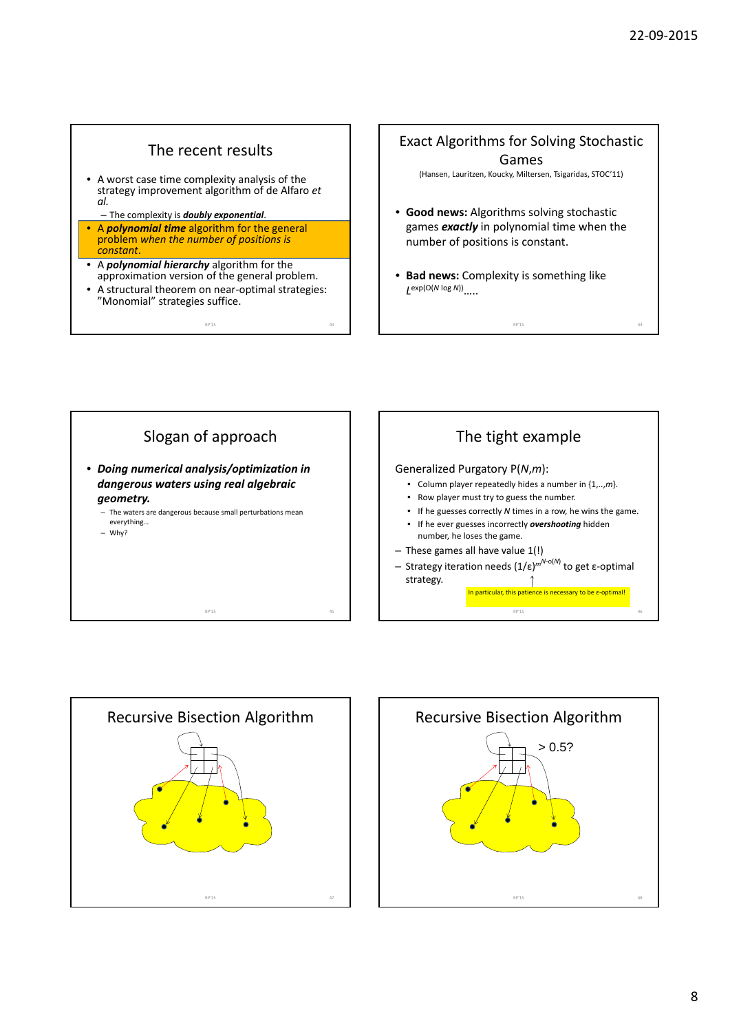## The recent results

- A worst case time complexity analysis of the strategy improvement algorithm of de Alfaro *et al.*
  - The complexity is ***doubly exponential***.
- A ***polynomial time*** algorithm for the general problem *when the number of positions is constant.*
- A ***polynomial hierarchy*** algorithm for the approximation version of the general problem.
- A structural theorem on near-optimal strategies: "Monomial" strategies suffice.

## Exact Algorithms for Solving Stochastic Games

(Hansen, Lauritzen, Koucky, Miltersen, Tsigaridas, STOC'11)

- **Good news:** Algorithms solving stochastic games ***exactly*** in polynomial time when the number of positions is constant.
- **Bad news:** Complexity is something like $L^{\exp(O(N \log N))}$.....

## Slogan of approach

- ***Doing numerical analysis/optimization in dangerous waters using real algebraic geometry.***
  - The waters are dangerous because small perturbations mean everything…
  - Why?

## The tight example

Generalized Purgatory P($N$,$m$):

- Column player repeatedly hides a number in {1,..,$m$}.
- Row player must try to guess the number.
- If he guesses correctly $N$ times in a row, he wins the game.
- If he ever guesses incorrectly ***overshooting*** hidden number, he loses the game.

– These games all have value 1(!)

– Strategy iteration needs $(1/\varepsilon)^{m^{N-o(N)}}$ to get ε-optimal strategy.

In particular, this patience is necessary to be ε-optimal!

## Recursive Bisection Algorithm

## Recursive Bisection Algorithm

> 0.5?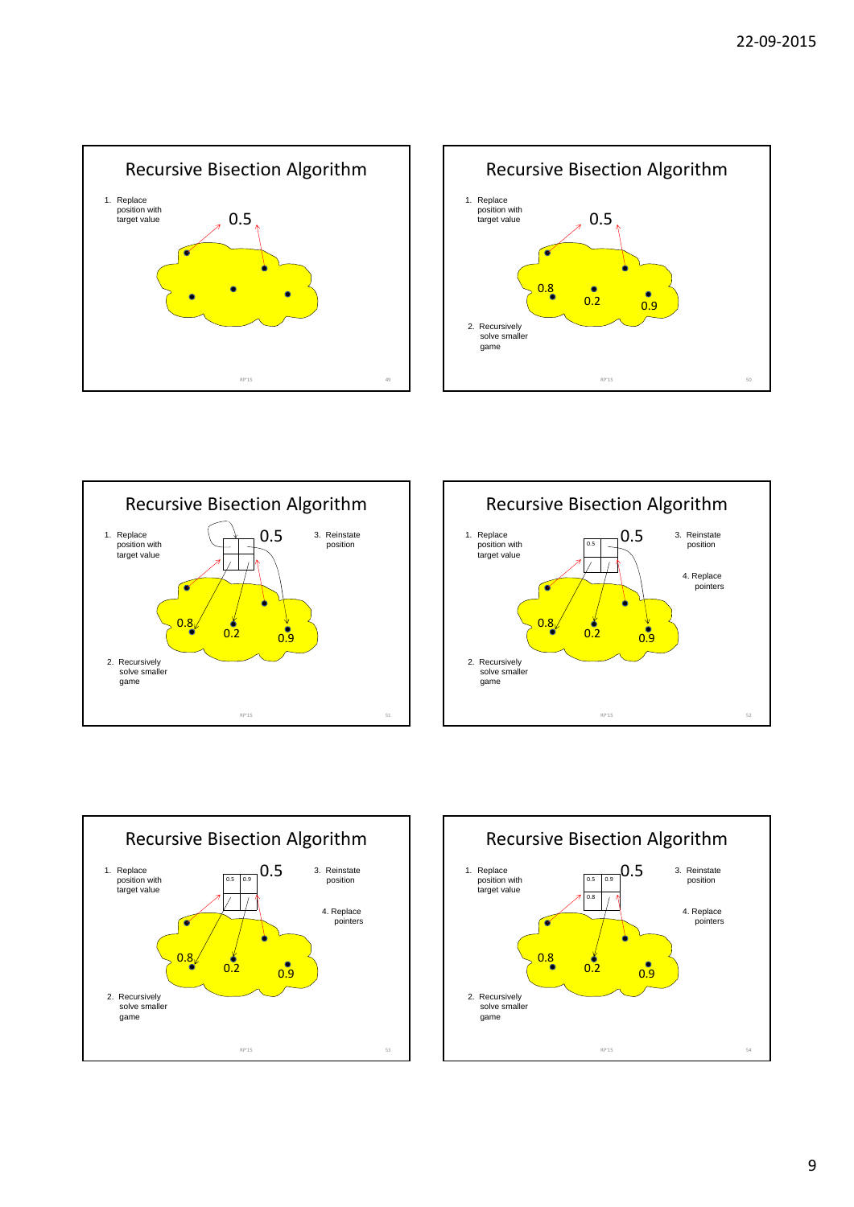## Recursive Bisection Algorithm

1. Replace position with target value

0.5

## Recursive Bisection Algorithm

1. Replace position with target value

0.5

0.8 0.2 0.9

2. Recursively solve smaller game

## Recursive Bisection Algorithm

1. Replace position with target value

0.5

3. Reinstate position

0.8 0.2 0.9

2. Recursively solve smaller game

## Recursive Bisection Algorithm

1. Replace position with target value

0.5

3. Reinstate position

4. Replace pointers

0.5

0.8 0.2 0.9

2. Recursively solve smaller game

## Recursive Bisection Algorithm

1. Replace position with target value

0.5

3. Reinstate position

4. Replace pointers

0.5 0.9

0.8 0.2 0.9

2. Recursively solve smaller game

## Recursive Bisection Algorithm

1. Replace position with target value

0.5

3. Reinstate position

4. Replace pointers

0.5 0.9

0.8

0.8 0.2 0.9

2. Recursively solve smaller game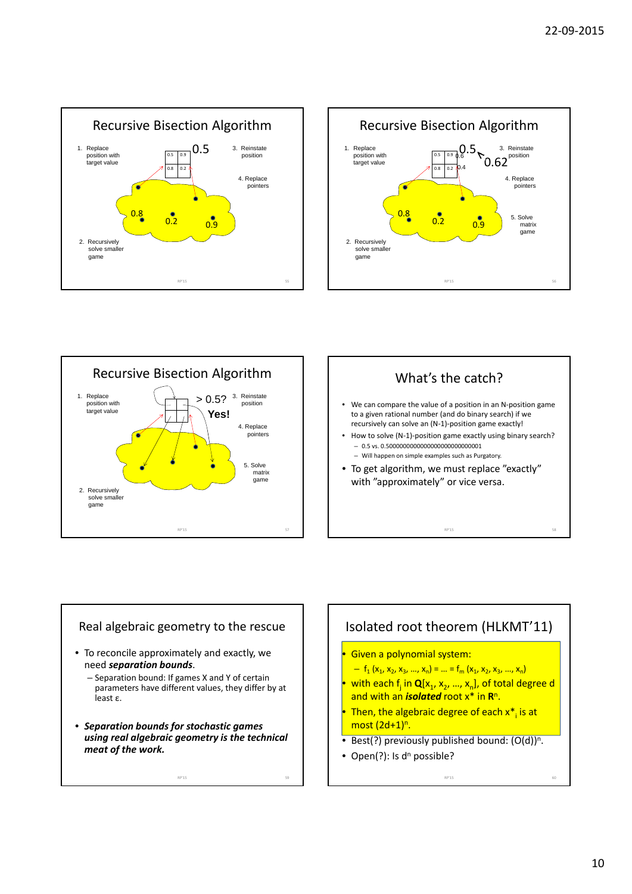## Recursive Bisection Algorithm

1. Replace position with target value
2. Recursively solve smaller game
3. Reinstate position
4. Replace pointers

0.5

| 0.5 | 0.9 |
|---|---|
| 0.8 | 0.2 |

0.8 0.2 0.9

## Recursive Bisection Algorithm

1. Replace position with target value
2. Recursively solve smaller game
3. Reinstate position
4. Replace pointers
5. Solve matrix game

0.5 < 0.62

| 0.5 | 0.9 |
|---|---|
| 0.8 | 0.2 |

0.6 0.4

0.8 0.2 0.9

## Recursive Bisection Algorithm

1. Replace position with target value
2. Recursively solve smaller game
3. Reinstate position
4. Replace pointers
5. Solve matrix game

> 0.5?

**Yes!**

## What's the catch?

- We can compare the value of a position in an N-position game to a given rational number (and do binary search) if we recursively can solve an (N-1)-position game exactly!
- How to solve (N-1)-position game exactly using binary search?
  - 0.5 vs. 0.500000000000000000000000001
  - Will happen on simple examples such as Purgatory.
- To get algorithm, we must replace "exactly" with "approximately" or vice versa.

## Real algebraic geometry to the rescue

- To reconcile approximately and exactly, we need ***separation bounds***.
  - Separation bound: If games X and Y of certain parameters have different values, they differ by at least ε.
- ***Separation bounds for stochastic games using real algebraic geometry is the technical meat of the work.***

## Isolated root theorem (HLKMT'11)

- Given a polynomial system:
  - $f_1(x_1, x_2, x_3, \ldots, x_n) = \ldots = f_m(x_1, x_2, x_3, \ldots, x_n)$
- with each $f_j$ in $\mathbf{Q}[x_1, x_2, \ldots, x_n]$, of total degree d and with an ***isolated*** root $x^*$ in $\mathbf{R}^n$.
- Then, the algebraic degree of each $x^*_i$ is at most $(2d+1)^n$.
- Best(?) previously published bound: $(O(d))^n$.
- Open(?): Is $d^n$ possible?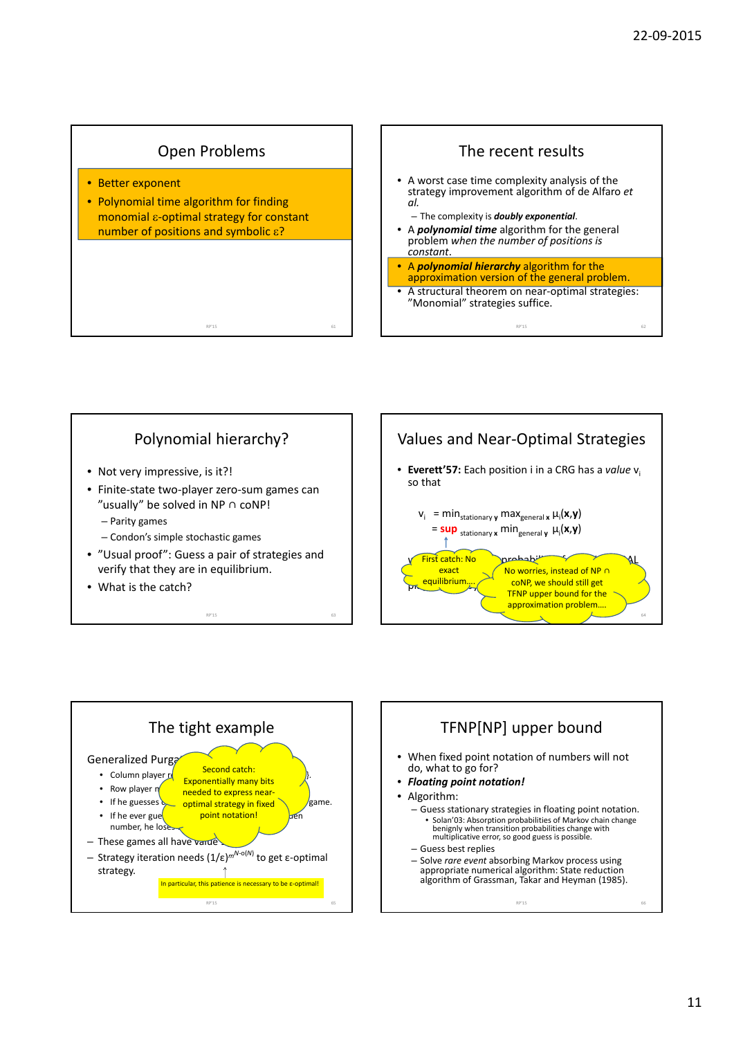## Open Problems

- Better exponent
- Polynomial time algorithm for finding monomial $\varepsilon$-optimal strategy for constant number of positions and symbolic $\varepsilon$?

## The recent results

- A worst case time complexity analysis of the strategy improvement algorithm of de Alfaro *et al.*
  - The complexity is ***doubly exponential***.
- A ***polynomial time*** algorithm for the general problem *when the number of positions is constant*.
- A ***polynomial hierarchy*** algorithm for the approximation version of the general problem.
- A structural theorem on near-optimal strategies: "Monomial" strategies suffice.

## Polynomial hierarchy?

- Not very impressive, is it?!
- Finite-state two-player zero-sum games can "usually" be solved in NP ∩ coNP!
  - Parity games
  - Condon's simple stochastic games
- "Usual proof": Guess a pair of strategies and verify that they are in equilibrium.
- What is the catch?

## Values and Near-Optimal Strategies

- **Everett'57:** Each position i in a CRG has a *value* $v_i$ so that

$$v_i = \min_{\text{stationary } y} \max_{\text{general } x} \mu_i(\mathbf{x},\mathbf{y})$$
$$= \sup_{\text{stationary } x} \min_{\text{general } y} \mu_i(\mathbf{x},\mathbf{y})$$

First catch: No exact equilibrium....

No worries, instead of NP ∩ coNP, we should still get TFNP upper bound for the approximation problem....

## The tight example

Generalized Purga...

- Column player ...
- Row player ...
- If he guesses ... game.
- If he ever gue... then number, he loses...

- These games all have value ...
- Strategy iteration needs $(1/\varepsilon)^{m^{N-o(N)}}$ to get ε-optimal strategy.

In particular, this patience is necessary to be ε-optimal!

Second catch: Exponentially many bits needed to express near-optimal strategy in fixed point notation!

## TFNP[NP] upper bound

- When fixed point notation of numbers will not do, what to go for?
- ***Floating point notation!***
- Algorithm:
  - Guess stationary strategies in floating point notation.
    - Solan'03: Absorption probabilities of Markov chain change benignly when transition probabilities change with multiplicative error, so good guess is possible.
  - Guess best replies
  - Solve *rare event* absorbing Markov process using appropriate numerical algorithm: State reduction algorithm of Grassman, Takar and Heyman (1985).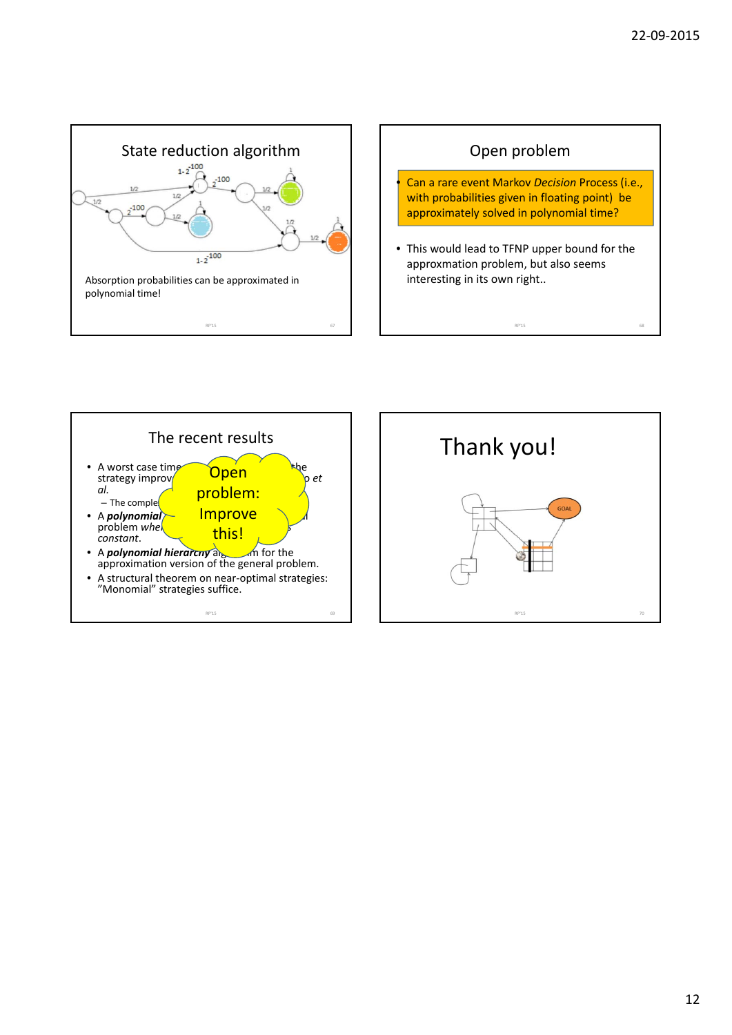## State reduction algorithm

$1-2^{-100}$

$2^{-100}$

1/2

1/2

1/2

1/2

$2^{-100}$

1/2

1

1/2

1/2

1/2

1

1

$1-2^{-100}$

Absorption probabilities can be approximated in polynomial time!

## Open problem

- Can a rare event Markov *Decision* Process (i.e., with probabilities given in floating point) be approximately solved in polynomial time?

- This would lead to TFNP upper bound for the approxmation problem, but also seems interesting in its own right..

## The recent results

- A worst case time … the strategy improv… … et al.
  - The comple…
- A ***polynomial*** … problem whe… … constant.
- A ***polynomial hierarchy*** al… …m for the approximation version of the general problem.
- A structural theorem on near-optimal strategies: "Monomial" strategies suffice.

Open problem: Improve this!

## Thank you!

GOAL